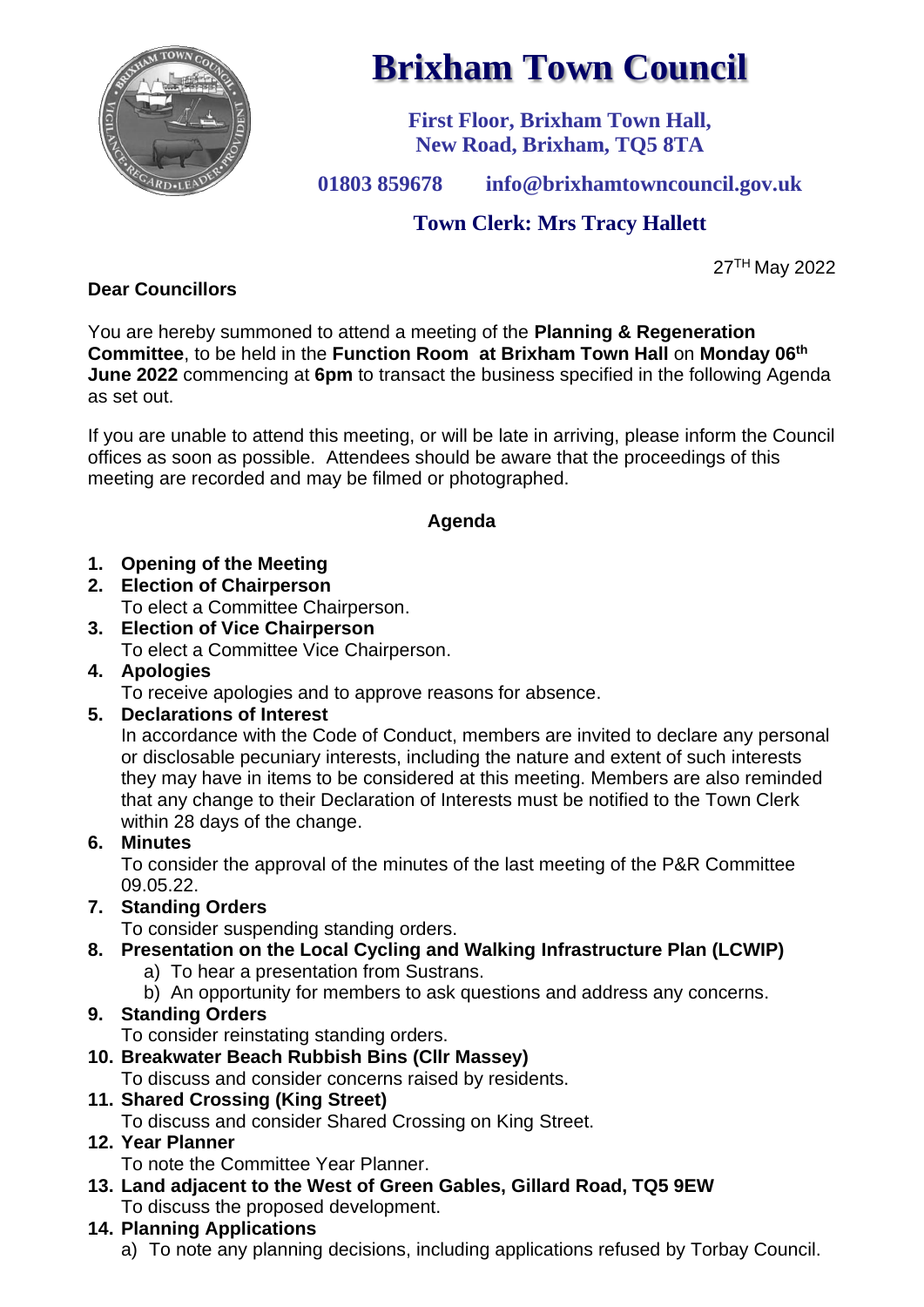# Brixham Town Council

**First Floor, Brixham Town Hall,**
**New Road, Brixham, TQ5 8TA**

**01803 859678 info@brixhamtowncouncil.gov.uk**

**Town Clerk: Mrs Tracy Hallett**

27TH May 2022

**Dear Councillors**

You are hereby summoned to attend a meeting of the **Planning & Regeneration Committee**, to be held in the **Function Room at Brixham Town Hall** on **Monday 06th June 2022** commencing at **6pm** to transact the business specified in the following Agenda as set out.

If you are unable to attend this meeting, or will be late in arriving, please inform the Council offices as soon as possible. Attendees should be aware that the proceedings of this meeting are recorded and may be filmed or photographed.

## Agenda

1. **Opening of the Meeting**
2. **Election of Chairperson**
   To elect a Committee Chairperson.
3. **Election of Vice Chairperson**
   To elect a Committee Vice Chairperson.
4. **Apologies**
   To receive apologies and to approve reasons for absence.
5. **Declarations of Interest**
   In accordance with the Code of Conduct, members are invited to declare any personal or disclosable pecuniary interests, including the nature and extent of such interests they may have in items to be considered at this meeting. Members are also reminded that any change to their Declaration of Interests must be notified to the Town Clerk within 28 days of the change.
6. **Minutes**
   To consider the approval of the minutes of the last meeting of the P&R Committee 09.05.22.
7. **Standing Orders**
   To consider suspending standing orders.
8. **Presentation on the Local Cycling and Walking Infrastructure Plan (LCWIP)**
   a) To hear a presentation from Sustrans.
   b) An opportunity for members to ask questions and address any concerns.
9. **Standing Orders**
   To consider reinstating standing orders.
10. **Breakwater Beach Rubbish Bins (Cllr Massey)**
    To discuss and consider concerns raised by residents.
11. **Shared Crossing (King Street)**
    To discuss and consider Shared Crossing on King Street.
12. **Year Planner**
    To note the Committee Year Planner.
13. **Land adjacent to the West of Green Gables, Gillard Road, TQ5 9EW**
    To discuss the proposed development.
14. **Planning Applications**
    a) To note any planning decisions, including applications refused by Torbay Council.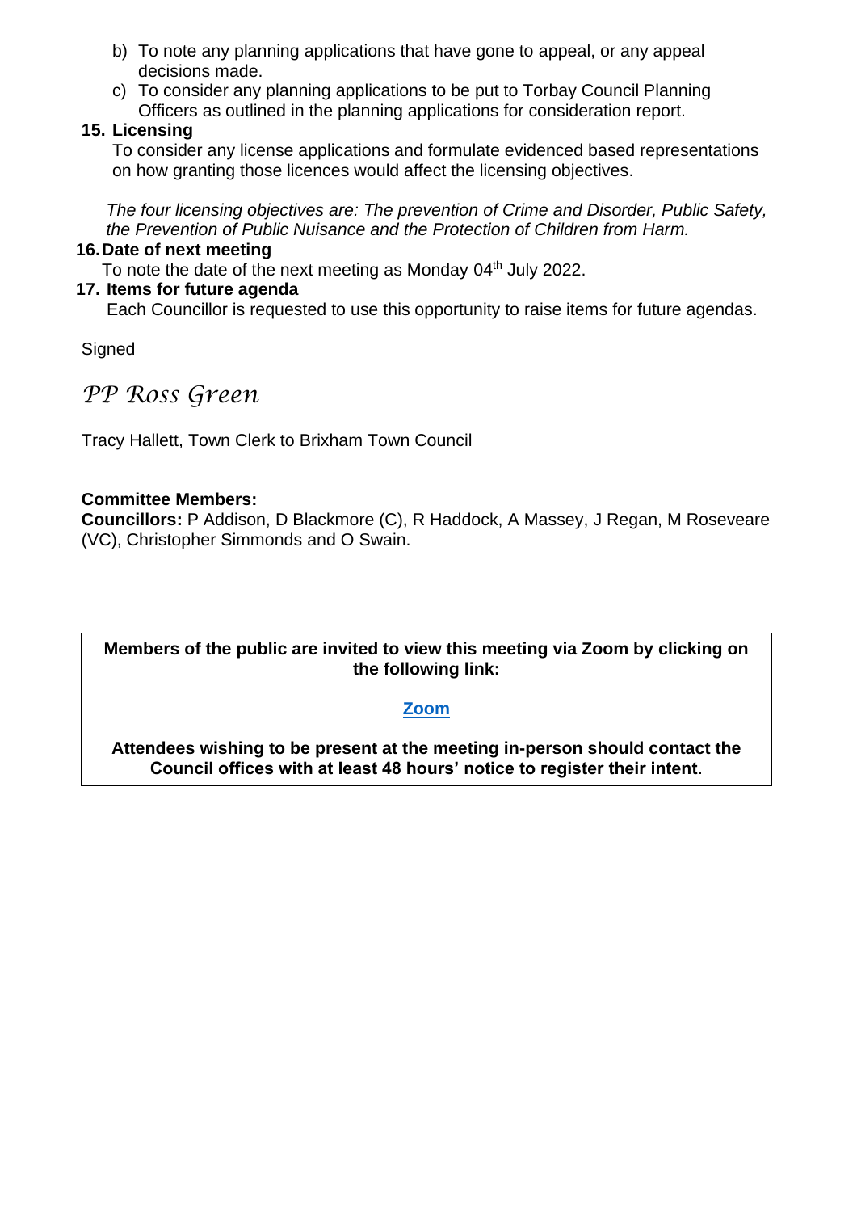b) To note any planning applications that have gone to appeal, or any appeal decisions made.
c) To consider any planning applications to be put to Torbay Council Planning Officers as outlined in the planning applications for consideration report.

**15. Licensing**

To consider any license applications and formulate evidenced based representations on how granting those licences would affect the licensing objectives.

*The four licensing objectives are: The prevention of Crime and Disorder, Public Safety, the Prevention of Public Nuisance and the Protection of Children from Harm.*

**16. Date of next meeting**

To note the date of the next meeting as Monday 04th July 2022.

**17. Items for future agenda**

Each Councillor is requested to use this opportunity to raise items for future agendas.

Signed

*PP Ross Green*

Tracy Hallett, Town Clerk to Brixham Town Council

**Committee Members:**
**Councillors:** P Addison, D Blackmore (C), R Haddock, A Massey, J Regan, M Roseveare (VC), Christopher Simmonds and O Swain.

**Members of the public are invited to view this meeting via Zoom by clicking on the following link:**

**Zoom**

**Attendees wishing to be present at the meeting in-person should contact the Council offices with at least 48 hours' notice to register their intent.**